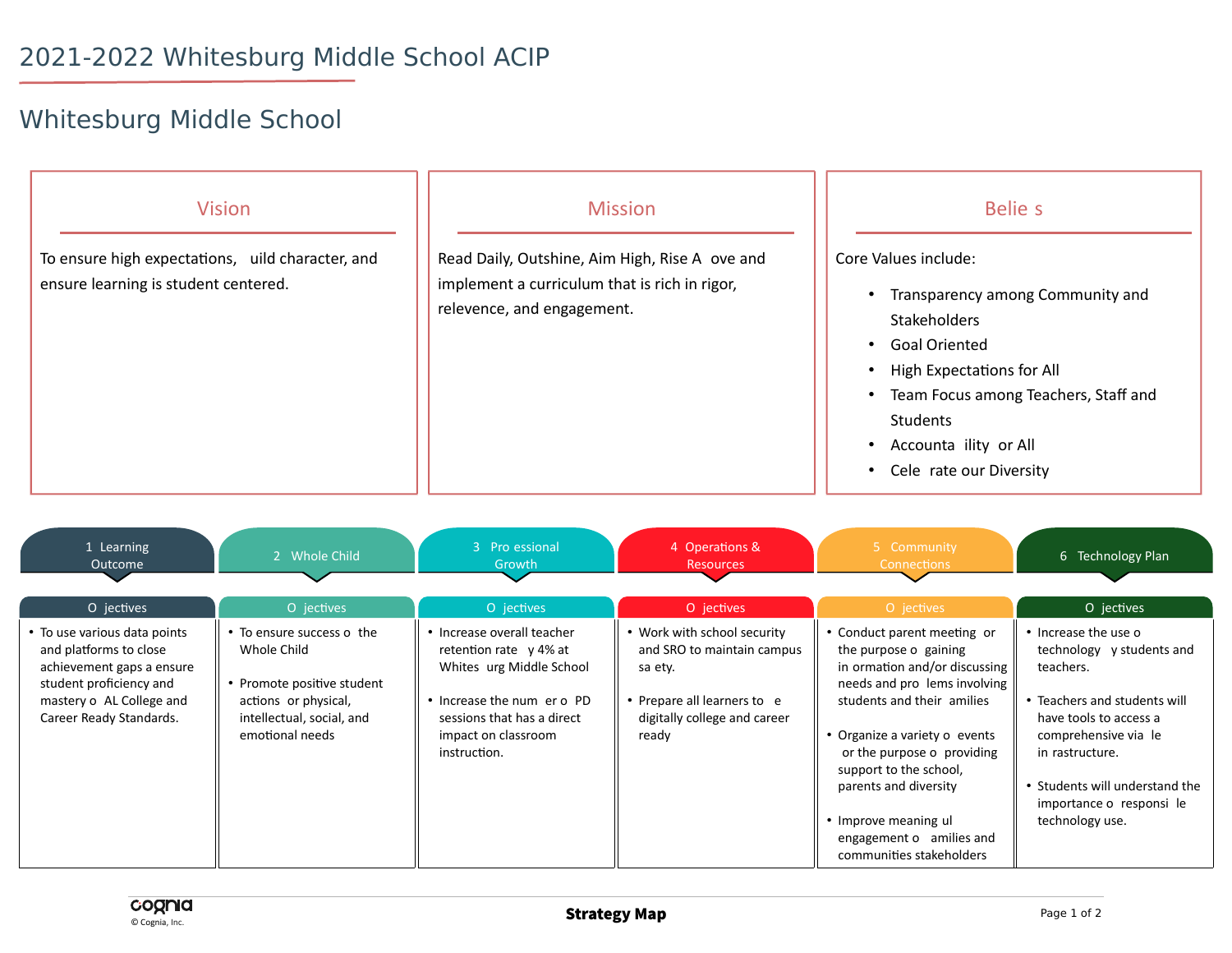# 2021-2022 Whitesburg Middle School ACIP

## Whitesburg Middle School

### Vision

To ensure high expectations, build character, and ensure learning is student centered.

### Mission

Read Daily, Outshine, Aim High, Rise Above and implement a curriculum that is rich in rigor, relevence, and engagement.

### Beliefs

Core Values include:

- Transparency among Community and Stakeholders
- Goal Oriented
- High Expectations for All
- Team Focus among Teachers, Staff and Students
- Accountability for All
- Celebrate our Diversity

| 1 Learning Outcome | 2 Whole Child | 3 Professional Growth | 4 Operations & Resources | 5 Community Connections | 6 Technology Plan |
|---|---|---|---|---|---|
| **Objectives** | **Objectives** | **Objectives** | **Objectives** | **Objectives** | **Objectives** |
| • To use various data points and platforms to close achievement gaps a ensure student proficiency and mastery of AL College and Career Ready Standards. | • To ensure success of the Whole Child<br><br>• Promote positive student actions for physical, intellectual, social, and emotional needs | • Increase overall teacher retention rate by 4% at Whitesburg Middle School<br><br>• Increase the number of PD sessions that has a direct impact on classroom instruction. | • Work with school security and SRO to maintain campus safety.<br><br>• Prepare all learners to be digitally college and career ready | • Conduct parent meeting for the purpose of gaining information and/or discussing needs and problems involving students and their families<br><br>• Organize a variety of events for the purpose of providing support to the school, parents and diversity<br><br>• Improve meaningful engagement of families and communities stakeholders | • Increase the use of technology by students and teachers.<br><br>• Teachers and students will have tools to access a comprehensive viable infrastructure.<br><br>• Students will understand the importance of responsible technology use. |

Strategy Map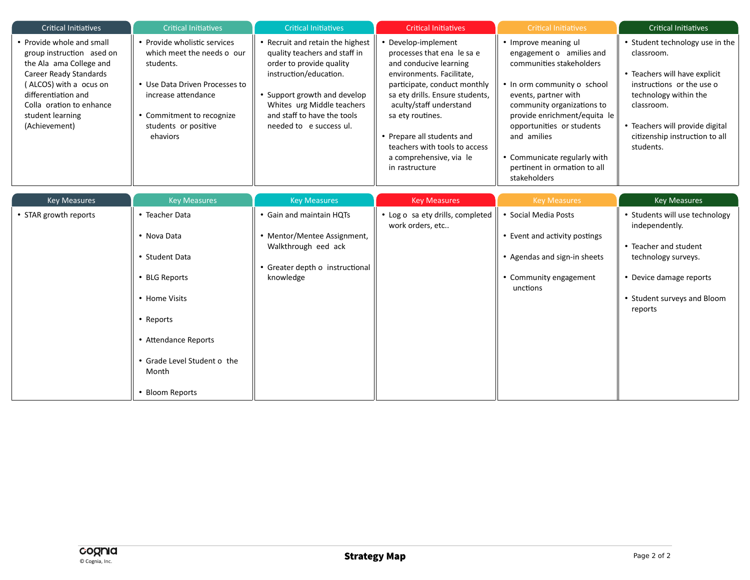| Critical Initiatives | Critical Initiatives | Critical Initiatives | Critical Initiatives | Critical Initiatives | Critical Initiatives |
|---|---|---|---|---|---|
| • Provide whole and small group instruction ased on the Ala ama College and Career Ready Standards ( ALCOS) with a ocus on differentiation and Colla oration to enhance student learning (Achievement) | • Provide wholistic services which meet the needs o our students.<br><br>• Use Data Driven Processes to increase attendance<br><br>• Commitment to recognize students or positive ehaviors | • Recruit and retain the highest quality teachers and staff in order to provide quality instruction/education.<br><br>• Support growth and develop Whites urg Middle teachers and staff to have the tools needed to e success ul. | • Develop-implement processes that ena le sa e and conducive learning environments. Facilitate, participate, conduct monthly sa ety drills. Ensure students, aculty/staff understand sa ety routines.<br><br>• Prepare all students and teachers with tools to access a comprehensive, via le in rastructure | • Improve meaning ul engagement o amilies and communities stakeholders<br><br>• In orm community o school events, partner with community organizations to provide enrichment/equita le opportunities or students and amilies<br><br>• Communicate regularly with pertinent in ormation to all stakeholders | • Student technology use in the classroom.<br><br>• Teachers will have explicit instructions or the use o technology within the classroom.<br><br>• Teachers will provide digital citizenship instruction to all students. |

| Key Measures | Key Measures | Key Measures | Key Measures | Key Measures | Key Measures |
|---|---|---|---|---|---|
| • STAR growth reports | • Teacher Data<br><br>• Nova Data<br><br>• Student Data<br><br>• BLG Reports<br><br>• Home Visits<br><br>• Reports<br><br>• Attendance Reports<br><br>• Grade Level Student o the Month<br><br>• Bloom Reports | • Gain and maintain HQTs<br><br>• Mentor/Mentee Assignment, Walkthrough eed ack<br><br>• Greater depth o instructional knowledge | • Log o sa ety drills, completed work orders, etc.. | • Social Media Posts<br><br>• Event and activity postings<br><br>• Agendas and sign-in sheets<br><br>• Community engagement unctions | • Students will use technology independently.<br><br>• Teacher and student technology surveys.<br><br>• Device damage reports<br><br>• Student surveys and Bloom reports |

cognia
© Cognia, Inc.

**Strategy Map**